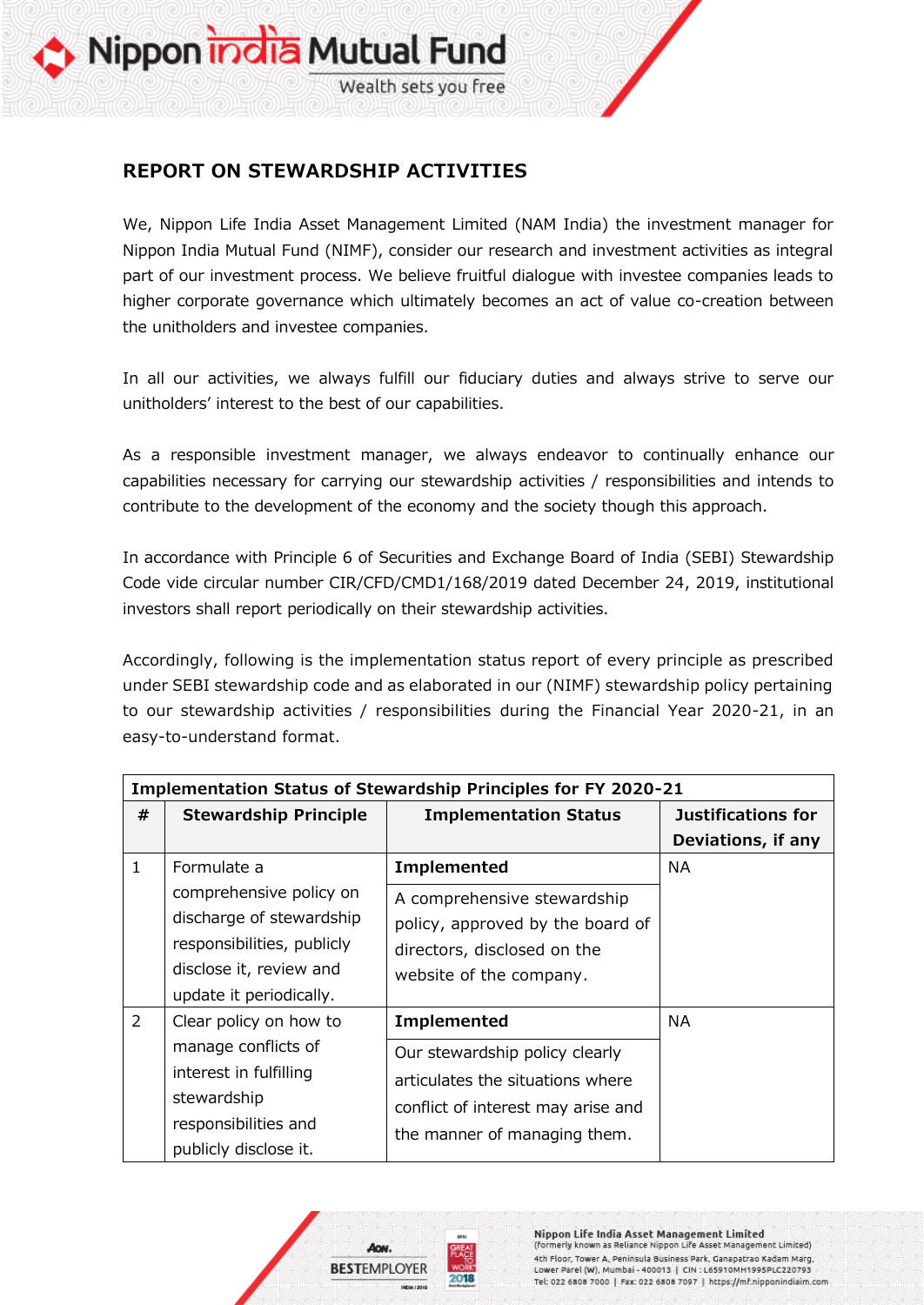## REPORT ON STEWARDSHIP ACTIVITIES

We, Nippon Life India Asset Management Limited (NAM India) the investment manager for Nippon India Mutual Fund (NIMF), consider our research and investment activities as integral part of our investment process. We believe fruitful dialogue with investee companies leads to higher corporate governance which ultimately becomes an act of value co-creation between the unitholders and investee companies.

In all our activities, we always fulfill our fiduciary duties and always strive to serve our unitholders' interest to the best of our capabilities.

As a responsible investment manager, we always endeavor to continually enhance our capabilities necessary for carrying our stewardship activities / responsibilities and intends to contribute to the development of the economy and the society though this approach.

In accordance with Principle 6 of Securities and Exchange Board of India (SEBI) Stewardship Code vide circular number CIR/CFD/CMD1/168/2019 dated December 24, 2019, institutional investors shall report periodically on their stewardship activities.

Accordingly, following is the implementation status report of every principle as prescribed under SEBI stewardship code and as elaborated in our (NIMF) stewardship policy pertaining to our stewardship activities / responsibilities during the Financial Year 2020-21, in an easy-to-understand format.

**Implementation Status of Stewardship Principles for FY 2020-21**

| # | Stewardship Principle | Implementation Status | Justifications for Deviations, if any |
|---|---|---|---|
| 1 | Formulate a comprehensive policy on discharge of stewardship responsibilities, publicly disclose it, review and update it periodically. | **Implemented**<br>A comprehensive stewardship policy, approved by the board of directors, disclosed on the website of the company. | NA |
| 2 | Clear policy on how to manage conflicts of interest in fulfilling stewardship responsibilities and publicly disclose it. | **Implemented**<br>Our stewardship policy clearly articulates the situations where conflict of interest may arise and the manner of managing them. | NA |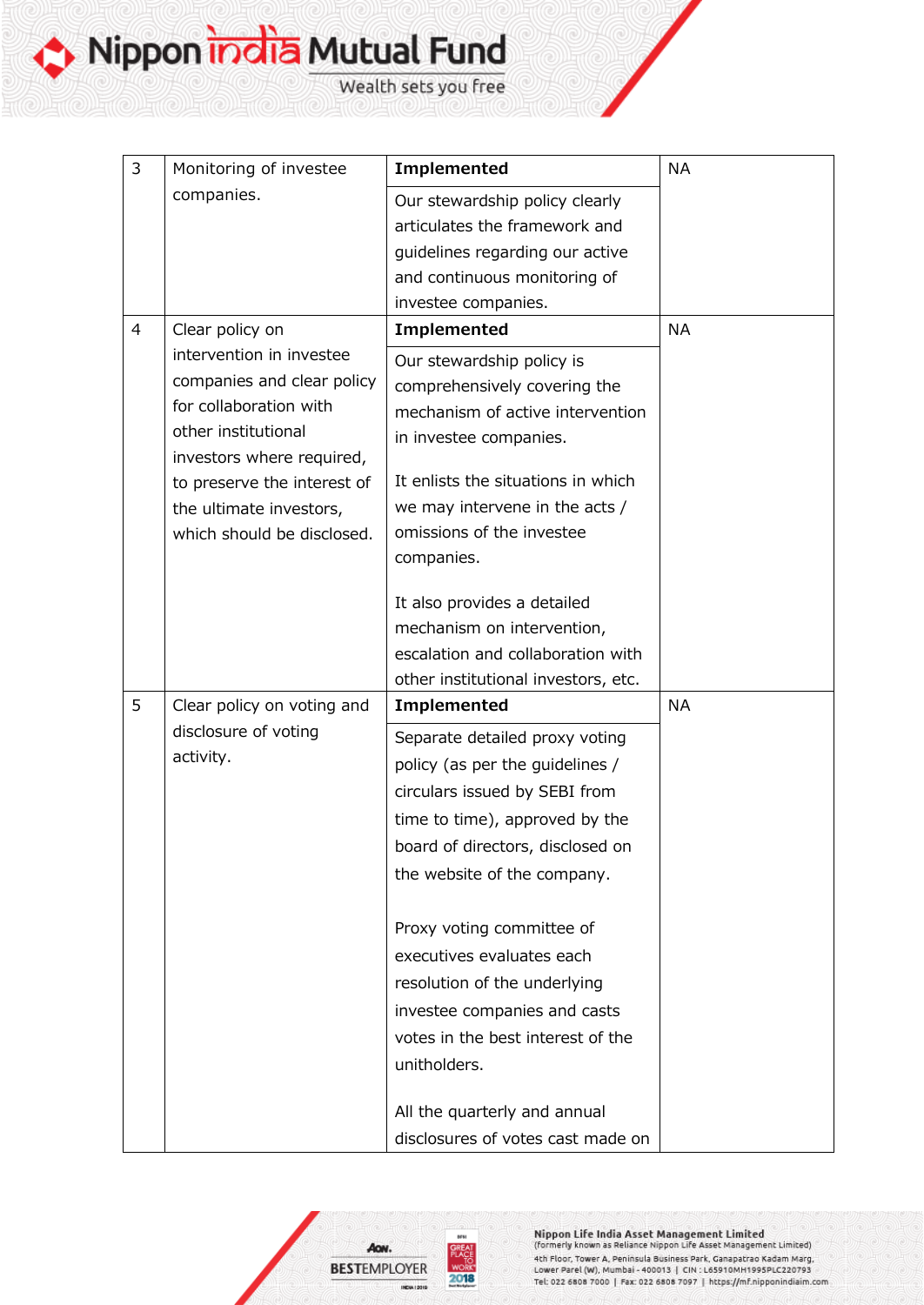| | | | |
|---|---|---|---|
| 3 | Monitoring of investee companies. | **Implemented**<br><br>Our stewardship policy clearly articulates the framework and guidelines regarding our active and continuous monitoring of investee companies. | NA |
| 4 | Clear policy on intervention in investee companies and clear policy for collaboration with other institutional investors where required, to preserve the interest of the ultimate investors, which should be disclosed. | **Implemented**<br><br>Our stewardship policy is comprehensively covering the mechanism of active intervention in investee companies.<br><br>It enlists the situations in which we may intervene in the acts / omissions of the investee companies.<br><br>It also provides a detailed mechanism on intervention, escalation and collaboration with other institutional investors, etc. | NA |
| 5 | Clear policy on voting and disclosure of voting activity. | **Implemented**<br><br>Separate detailed proxy voting policy (as per the guidelines / circulars issued by SEBI from time to time), approved by the board of directors, disclosed on the website of the company.<br><br>Proxy voting committee of executives evaluates each resolution of the underlying investee companies and casts votes in the best interest of the unitholders.<br><br>All the quarterly and annual disclosures of votes cast made on | NA |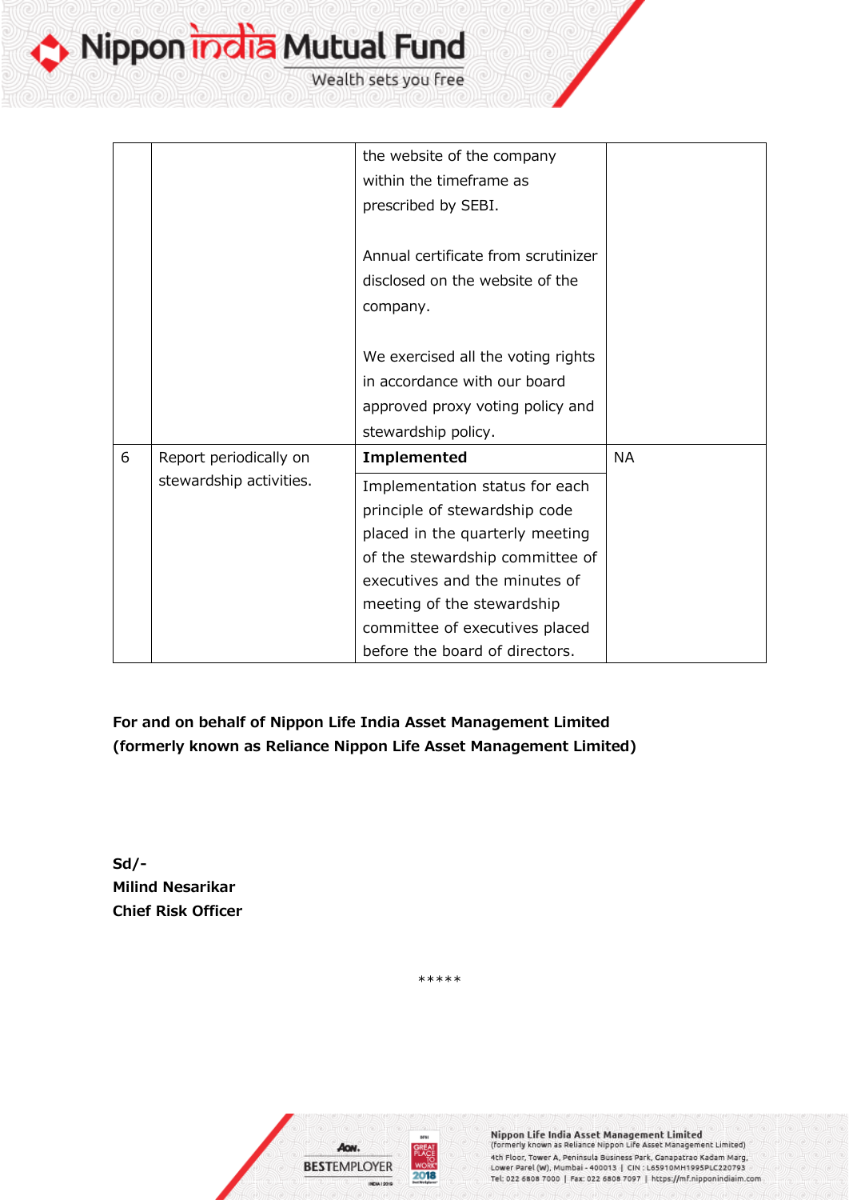| | | | |
|---|---|---|---|
| | | the website of the company within the timeframe as prescribed by SEBI.<br><br>Annual certificate from scrutinizer disclosed on the website of the company.<br><br>We exercised all the voting rights in accordance with our board approved proxy voting policy and stewardship policy. | |
| 6 | Report periodically on stewardship activities. | **Implemented**<br><br>Implementation status for each principle of stewardship code placed in the quarterly meeting of the stewardship committee of executives and the minutes of meeting of the stewardship committee of executives placed before the board of directors. | NA |

**For and on behalf of Nippon Life India Asset Management Limited**
**(formerly known as Reliance Nippon Life Asset Management Limited)**

**Sd/-**
**Milind Nesarikar**
**Chief Risk Officer**

*****